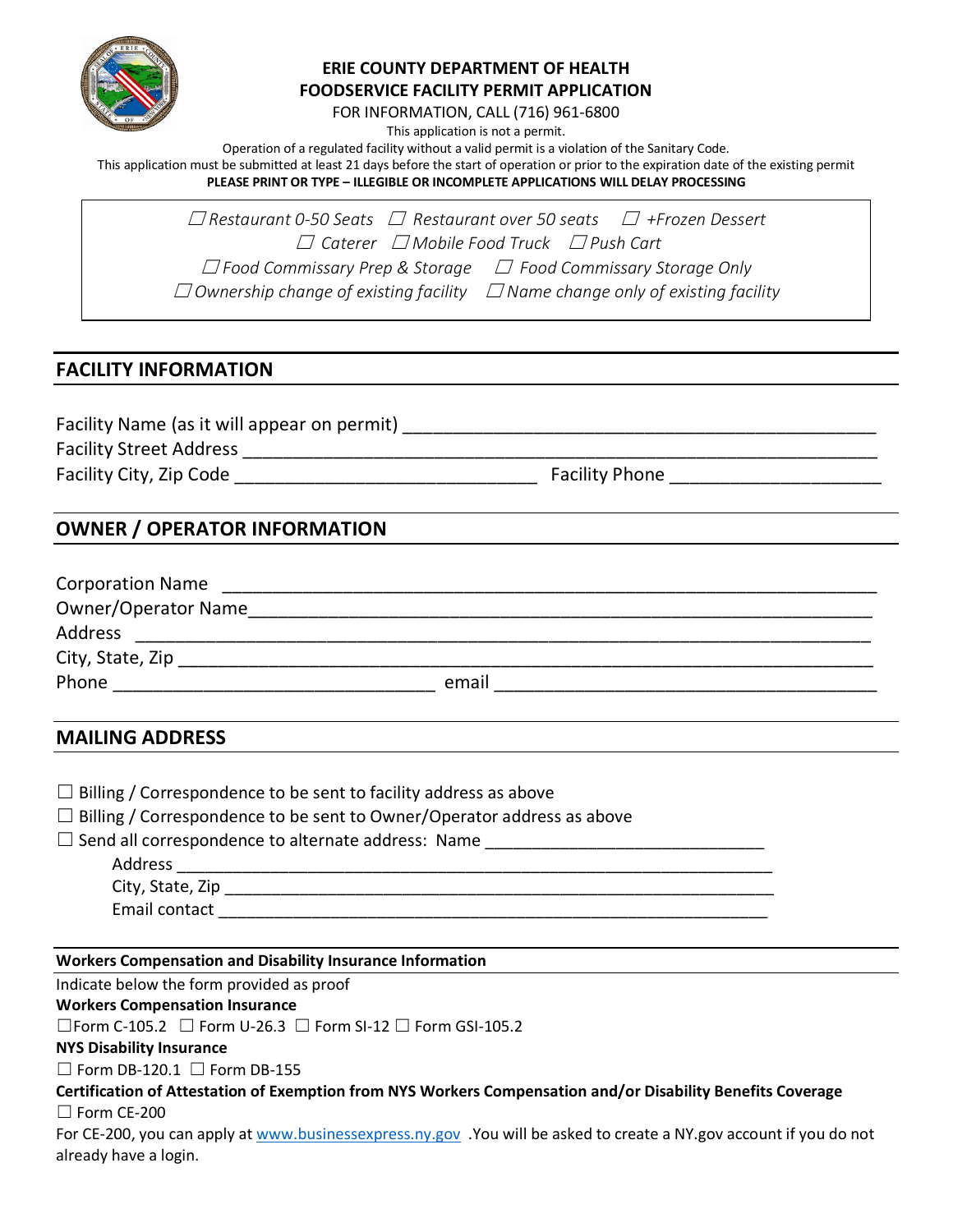# ERIE COUNTY DEPARTMENT OF HEALTH
# FOODSERVICE FACILITY PERMIT APPLICATION

FOR INFORMATION, CALL (716) 961-6800

This application is not a permit.

Operation of a regulated facility without a valid permit is a violation of the Sanitary Code.

This application must be submitted at least 21 days before the start of operation or prior to the expiration date of the existing permit

**PLEASE PRINT OR TYPE – ILLEGIBLE OR INCOMPLETE APPLICATIONS WILL DELAY PROCESSING**

*☐ Restaurant 0-50 Seats ☐ Restaurant over 50 seats ☐ +Frozen Dessert*
*☐ Caterer ☐ Mobile Food Truck ☐ Push Cart*
*☐ Food Commissary Prep & Storage ☐ Food Commissary Storage Only*
*☐ Ownership change of existing facility ☐ Name change only of existing facility*

## FACILITY INFORMATION

Facility Name (as it will appear on permit) ______________________________________________

Facility Street Address ______________________________________________________________

Facility City, Zip Code ______________________________ Facility Phone _____________________

## OWNER / OPERATOR INFORMATION

Corporation Name ____________________________________________________________

Owner/Operator Name__________________________________________________________

Address _____________________________________________________________________

City, State, Zip _______________________________________________________________

Phone ________________________________ email ______________________________________

## MAILING ADDRESS

☐ Billing / Correspondence to be sent to facility address as above

☐ Billing / Correspondence to be sent to Owner/Operator address as above

☐ Send all correspondence to alternate address: Name _____________________________

Address _________________________________________________________________

City, State, Zip ___________________________________________________________

Email contact _____________________________________________________________

### Workers Compensation and Disability Insurance Information

Indicate below the form provided as proof

**Workers Compensation Insurance**

☐Form C-105.2 ☐ Form U-26.3 ☐ Form SI-12 ☐ Form GSI-105.2

**NYS Disability Insurance**

☐ Form DB-120.1 ☐ Form DB-155

**Certification of Attestation of Exemption from NYS Workers Compensation and/or Disability Benefits Coverage**

☐ Form CE-200

For CE-200, you can apply at www.businessexpress.ny.gov .You will be asked to create a NY.gov account if you do not already have a login.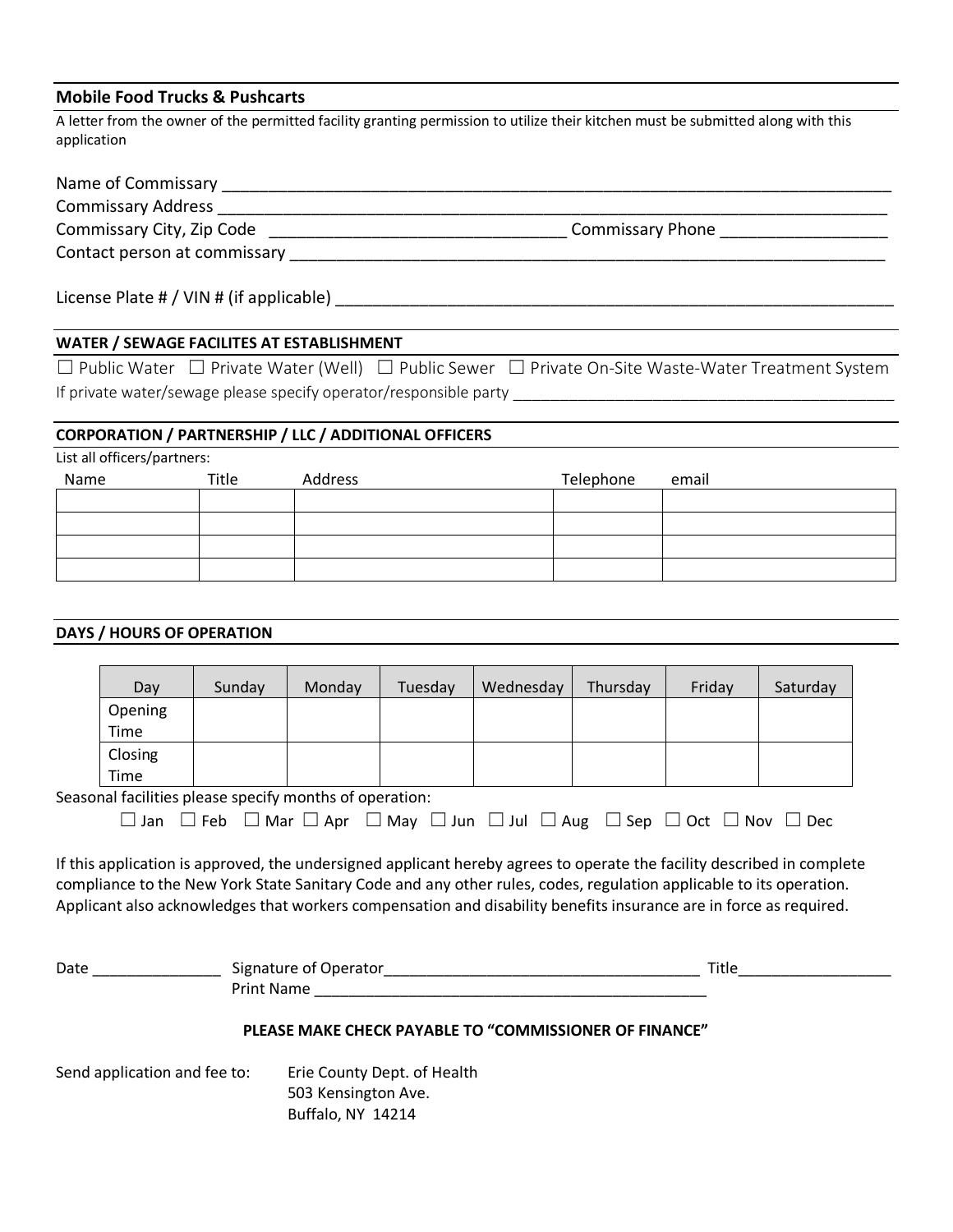## Mobile Food Trucks & Pushcarts

A letter from the owner of the permitted facility granting permission to utilize their kitchen must be submitted along with this application

Name of Commissary ______________________________________________________________

Commissary Address ______________________________________________________________

Commissary City, Zip Code ________________________________ Commissary Phone _________________

Contact person at commissary _____________________________________________________

License Plate # / VIN # (if applicable) ______________________________________________

## WATER / SEWAGE FACILITES AT ESTABLISHMENT

☐ Public Water ☐ Private Water (Well) ☐ Public Sewer ☐ Private On-Site Waste-Water Treatment System

If private water/sewage please specify operator/responsible party ___________________________________________

## CORPORATION / PARTNERSHIP / LLC / ADDITIONAL OFFICERS

List all officers/partners:

| Name | Title | Address | Telephone | email |
|---|---|---|---|---|
| | | | | |
| | | | | |
| | | | | |
| | | | | |

## DAYS / HOURS OF OPERATION

| Day | Sunday | Monday | Tuesday | Wednesday | Thursday | Friday | Saturday |
|---|---|---|---|---|---|---|---|
| Opening Time | | | | | | | |
| Closing Time | | | | | | | |

Seasonal facilities please specify months of operation:

☐ Jan ☐ Feb ☐ Mar ☐ Apr ☐ May ☐ Jun ☐ Jul ☐ Aug ☐ Sep ☐ Oct ☐ Nov ☐ Dec

If this application is approved, the undersigned applicant hereby agrees to operate the facility described in complete compliance to the New York State Sanitary Code and any other rules, codes, regulation applicable to its operation. Applicant also acknowledges that workers compensation and disability benefits insurance are in force as required.

Date _______________ Signature of Operator_____________________________________ Title_________________

Print Name _______________________________________________

**PLEASE MAKE CHECK PAYABLE TO "COMMISSIONER OF FINANCE"**

Send application and fee to: Erie County Dept. of Health
503 Kensington Ave.
Buffalo, NY 14214